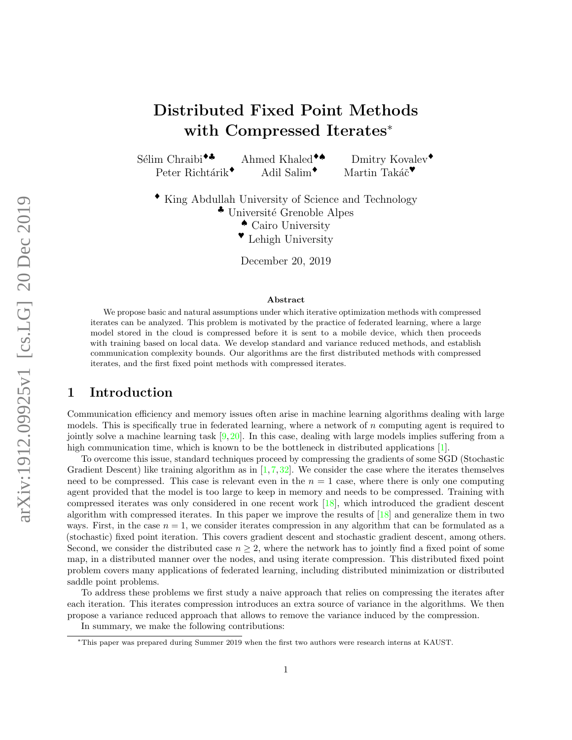# Distributed Fixed Point Methods with Compressed Iterates*

Sélim Chraibi[♦♣] Ahmed Khaled[♦♠] Dmitry Kovalev[♦]
Peter Richtárik[♦] Adil Salim[♦] Martin Takáč[♥]

[♦] King Abdullah University of Science and Technology
[♣] Université Grenoble Alpes
[♠] Cairo University
[♥] Lehigh University

December 20, 2019

### Abstract

We propose basic and natural assumptions under which iterative optimization methods with compressed iterates can be analyzed. This problem is motivated by the practice of federated learning, where a large model stored in the cloud is compressed before it is sent to a mobile device, which then proceeds with training based on local data. We develop standard and variance reduced methods, and establish communication complexity bounds. Our algorithms are the first distributed methods with compressed iterates, and the first fixed point methods with compressed iterates.

## 1 Introduction

Communication efficiency and memory issues often arise in machine learning algorithms dealing with large models. This is specifically true in federated learning, where a network of $n$ computing agent is required to jointly solve a machine learning task [9, 20]. In this case, dealing with large models implies suffering from a high communication time, which is known to be the bottleneck in distributed applications [1].

To overcome this issue, standard techniques proceed by compressing the gradients of some SGD (Stochastic Gradient Descent) like training algorithm as in [1, 7, 32]. We consider the case where the iterates themselves need to be compressed. This case is relevant even in the $n = 1$ case, where there is only one computing agent provided that the model is too large to keep in memory and needs to be compressed. Training with compressed iterates was only considered in one recent work [18], which introduced the gradient descent algorithm with compressed iterates. In this paper we improve the results of [18] and generalize them in two ways. First, in the case $n = 1$, we consider iterates compression in any algorithm that can be formulated as a (stochastic) fixed point iteration. This covers gradient descent and stochastic gradient descent, among others. Second, we consider the distributed case $n \geq 2$, where the network has to jointly find a fixed point of some map, in a distributed manner over the nodes, and using iterate compression. This distributed fixed point problem covers many applications of federated learning, including distributed minimization or distributed saddle point problems.

To address these problems we first study a naive approach that relies on compressing the iterates after each iteration. This iterates compression introduces an extra source of variance in the algorithms. We then propose a variance reduced approach that allows to remove the variance induced by the compression.

In summary, we make the following contributions:

*This paper was prepared during Summer 2019 when the first two authors were research interns at KAUST.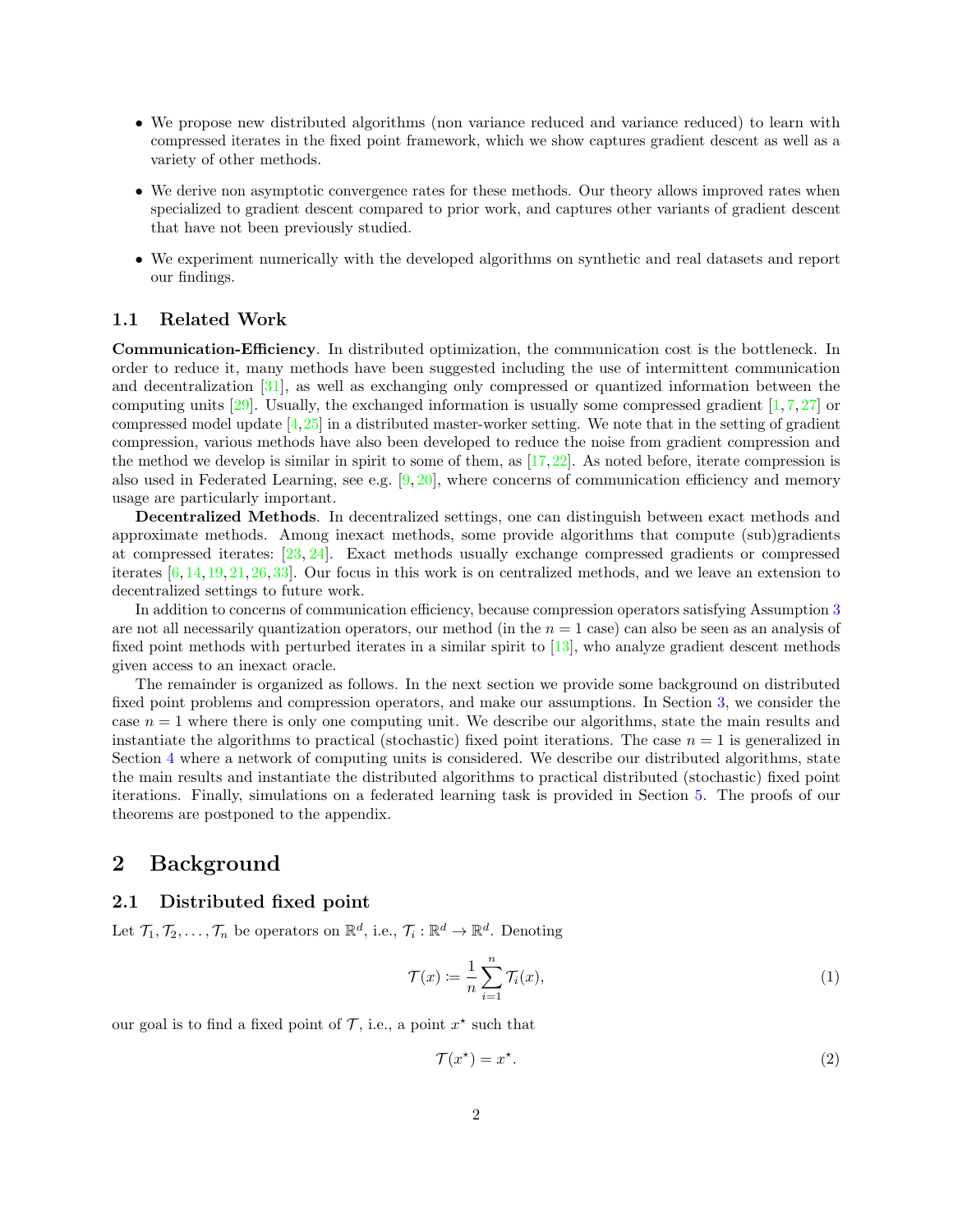- We propose new distributed algorithms (non variance reduced and variance reduced) to learn with compressed iterates in the fixed point framework, which we show captures gradient descent as well as a variety of other methods.
- We derive non asymptotic convergence rates for these methods. Our theory allows improved rates when specialized to gradient descent compared to prior work, and captures other variants of gradient descent that have not been previously studied.
- We experiment numerically with the developed algorithms on synthetic and real datasets and report our findings.

### 1.1 Related Work

**Communication-Efficiency**. In distributed optimization, the communication cost is the bottleneck. In order to reduce it, many methods have been suggested including the use of intermittent communication and decentralization [31], as well as exchanging only compressed or quantized information between the computing units [29]. Usually, the exchanged information is usually some compressed gradient [1, 7, 27] or compressed model update [4, 25] in a distributed master-worker setting. We note that in the setting of gradient compression, various methods have also been developed to reduce the noise from gradient compression and the method we develop is similar in spirit to some of them, as [17, 22]. As noted before, iterate compression is also used in Federated Learning, see e.g. [9, 20], where concerns of communication efficiency and memory usage are particularly important.

**Decentralized Methods**. In decentralized settings, one can distinguish between exact methods and approximate methods. Among inexact methods, some provide algorithms that compute (sub)gradients at compressed iterates: [23, 24]. Exact methods usually exchange compressed gradients or compressed iterates [6, 14, 19, 21, 26, 33]. Our focus in this work is on centralized methods, and we leave an extension to decentralized settings to future work.

In addition to concerns of communication efficiency, because compression operators satisfying Assumption 3 are not all necessarily quantization operators, our method (in the $n = 1$ case) can also be seen as an analysis of fixed point methods with perturbed iterates in a similar spirit to [13], who analyze gradient descent methods given access to an inexact oracle.

The remainder is organized as follows. In the next section we provide some background on distributed fixed point problems and compression operators, and make our assumptions. In Section 3, we consider the case $n = 1$ where there is only one computing unit. We describe our algorithms, state the main results and instantiate the algorithms to practical (stochastic) fixed point iterations. The case $n = 1$ is generalized in Section 4 where a network of computing units is considered. We describe our distributed algorithms, state the main results and instantiate the distributed algorithms to practical distributed (stochastic) fixed point iterations. Finally, simulations on a federated learning task is provided in Section 5. The proofs of our theorems are postponed to the appendix.

## 2 Background

### 2.1 Distributed fixed point

Let $\mathcal{T}_1, \mathcal{T}_2, \ldots, \mathcal{T}_n$ be operators on $\mathbb{R}^d$, i.e., $\mathcal{T}_i : \mathbb{R}^d \to \mathbb{R}^d$. Denoting

$$\mathcal{T}(x) \coloneqq \frac{1}{n} \sum_{i=1}^{n} \mathcal{T}_i(x), \tag{1}$$

our goal is to find a fixed point of $\mathcal{T}$, i.e., a point $x^\star$ such that

$$\mathcal{T}(x^\star) = x^\star. \tag{2}$$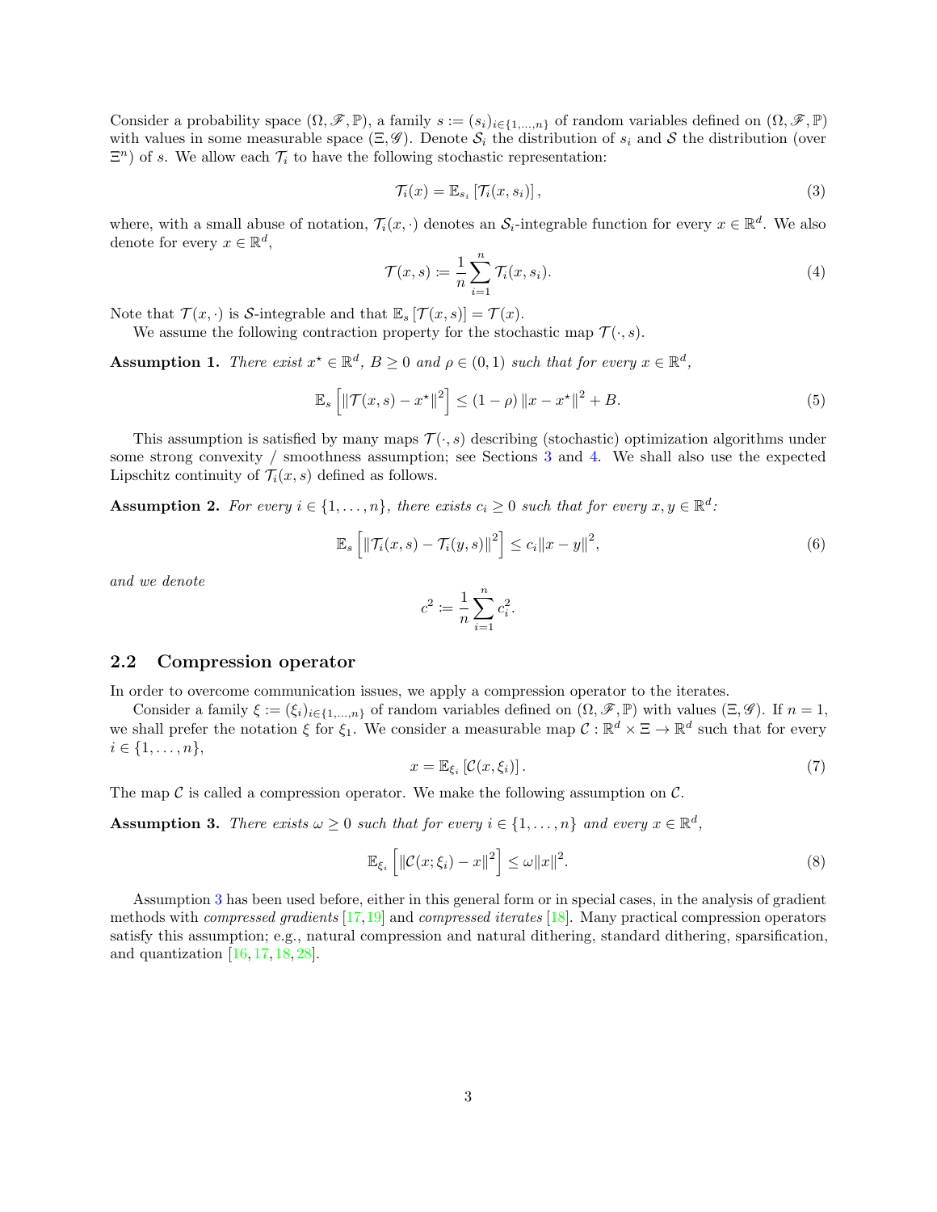Consider a probability space $(\Omega, \mathscr{F}, \mathbb{P})$, a family $s := (s_i)_{i\in\{1,\ldots,n\}}$ of random variables defined on $(\Omega, \mathscr{F}, \mathbb{P})$ with values in some measurable space $(\Xi, \mathscr{G})$. Denote $\mathcal{S}_i$ the distribution of $s_i$ and $\mathcal{S}$ the distribution (over $\Xi^n$) of $s$. We allow each $\mathcal{T}_i$ to have the following stochastic representation:

$$\mathcal{T}_i(x) = \mathbb{E}_{s_i}\left[\mathcal{T}_i(x, s_i)\right], \tag{3}$$

where, with a small abuse of notation, $\mathcal{T}_i(x, \cdot)$ denotes an $\mathcal{S}_i$-integrable function for every $x \in \mathbb{R}^d$. We also denote for every $x \in \mathbb{R}^d$,

$$\mathcal{T}(x, s) := \frac{1}{n}\sum_{i=1}^{n} \mathcal{T}_i(x, s_i). \tag{4}$$

Note that $\mathcal{T}(x, \cdot)$ is $\mathcal{S}$-integrable and that $\mathbb{E}_s\left[\mathcal{T}(x, s)\right] = \mathcal{T}(x)$.

We assume the following contraction property for the stochastic map $\mathcal{T}(\cdot, s)$.

**Assumption 1.** *There exist $x^\star \in \mathbb{R}^d$, $B \geq 0$ and $\rho \in (0, 1)$ such that for every $x \in \mathbb{R}^d$,*

$$\mathbb{E}_s\left[\|\mathcal{T}(x, s) - x^\star\|^2\right] \leq (1 - \rho)\,\|x - x^\star\|^2 + B. \tag{5}$$

This assumption is satisfied by many maps $\mathcal{T}(\cdot, s)$ describing (stochastic) optimization algorithms under some strong convexity / smoothness assumption; see Sections 3 and 4. We shall also use the expected Lipschitz continuity of $\mathcal{T}_i(x, s)$ defined as follows.

**Assumption 2.** *For every $i \in \{1, \ldots, n\}$, there exists $c_i \geq 0$ such that for every $x, y \in \mathbb{R}^d$:*

$$\mathbb{E}_s\left[\|\mathcal{T}_i(x, s) - \mathcal{T}_i(y, s)\|^2\right] \leq c_i \|x - y\|^2, \tag{6}$$

*and we denote*

$$c^2 := \frac{1}{n}\sum_{i=1}^{n} c_i^2.$$

## 2.2 Compression operator

In order to overcome communication issues, we apply a compression operator to the iterates.

Consider a family $\xi := (\xi_i)_{i\in\{1,\ldots,n\}}$ of random variables defined on $(\Omega, \mathscr{F}, \mathbb{P})$ with values $(\Xi, \mathscr{G})$. If $n = 1$, we shall prefer the notation $\xi$ for $\xi_1$. We consider a measurable map $\mathcal{C} : \mathbb{R}^d \times \Xi \to \mathbb{R}^d$ such that for every $i \in \{1, \ldots, n\}$,

$$x = \mathbb{E}_{\xi_i}\left[\mathcal{C}(x, \xi_i)\right]. \tag{7}$$

The map $\mathcal{C}$ is called a compression operator. We make the following assumption on $\mathcal{C}$.

**Assumption 3.** *There exists $\omega \geq 0$ such that for every $i \in \{1, \ldots, n\}$ and every $x \in \mathbb{R}^d$,*

$$\mathbb{E}_{\xi_i}\left[\|\mathcal{C}(x; \xi_i) - x\|^2\right] \leq \omega \|x\|^2. \tag{8}$$

Assumption 3 has been used before, either in this general form or in special cases, in the analysis of gradient methods with *compressed gradients* [17,19] and *compressed iterates* [18]. Many practical compression operators satisfy this assumption; e.g., natural compression and natural dithering, standard dithering, sparsification, and quantization [16,17,18,28].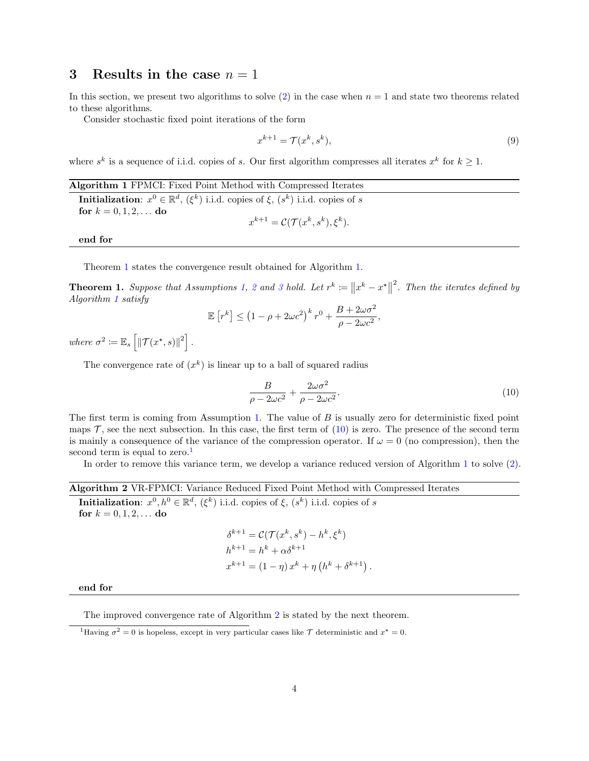## 3 Results in the case $n = 1$

In this section, we present two algorithms to solve (2) in the case when $n = 1$ and state two theorems related to these algorithms.

Consider stochastic fixed point iterations of the form

$$x^{k+1} = \mathcal{T}(x^k, s^k), \tag{9}$$

where $s^k$ is a sequence of i.i.d. copies of $s$. Our first algorithm compresses all iterates $x^k$ for $k \geq 1$.

---

**Algorithm 1** FPMCI: Fixed Point Method with Compressed Iterates

---

**Initialization**: $x^0 \in \mathbb{R}^d$, $(\xi^k)$ i.i.d. copies of $\xi$, $(s^k)$ i.i.d. copies of $s$

**for** $k = 0, 1, 2, \ldots$ **do**

$$x^{k+1} = \mathcal{C}(\mathcal{T}(x^k, s^k), \xi^k).$$

**end for**

---

Theorem 1 states the convergence result obtained for Algorithm 1.

**Theorem 1.** *Suppose that Assumptions 1, 2 and 3 hold. Let $r^k := \left\|x^k - x^\star\right\|^2$. Then the iterates defined by Algorithm 1 satisfy*

$$\mathbb{E}\left[r^k\right] \leq \left(1 - \rho + 2\omega c^2\right)^k r^0 + \frac{B + 2\omega\sigma^2}{\rho - 2\omega c^2},$$

*where $\sigma^2 := \mathbb{E}_s\left[\left\|\mathcal{T}(x^\star, s)\right\|^2\right]$.*

The convergence rate of $(x^k)$ is linear up to a ball of squared radius

$$\frac{B}{\rho - 2\omega c^2} + \frac{2\omega\sigma^2}{\rho - 2\omega c^2}. \tag{10}$$

The first term is coming from Assumption 1. The value of $B$ is usually zero for deterministic fixed point maps $\mathcal{T}$, see the next subsection. In this case, the first term of (10) is zero. The presence of the second term is mainly a consequence of the variance of the compression operator. If $\omega = 0$ (no compression), then the second term is equal to zero.[1]

In order to remove this variance term, we develop a variance reduced version of Algorithm 1 to solve (2).

---

**Algorithm 2** VR-FPMCI: Variance Reduced Fixed Point Method with Compressed Iterates

---

**Initialization**: $x^0, h^0 \in \mathbb{R}^d$, $(\xi^k)$ i.i.d. copies of $\xi$, $(s^k)$ i.i.d. copies of $s$

**for** $k = 0, 1, 2, \ldots$ **do**

$$\begin{aligned}
\delta^{k+1} &= \mathcal{C}(\mathcal{T}(x^k, s^k) - h^k, \xi^k) \\
h^{k+1} &= h^k + \alpha\delta^{k+1} \\
x^{k+1} &= (1 - \eta)\, x^k + \eta\left(h^k + \delta^{k+1}\right).
\end{aligned}$$

**end for**

---

The improved convergence rate of Algorithm 2 is stated by the next theorem.

[1] Having $\sigma^2 = 0$ is hopeless, except in very particular cases like $\mathcal{T}$ deterministic and $x^\star = 0$.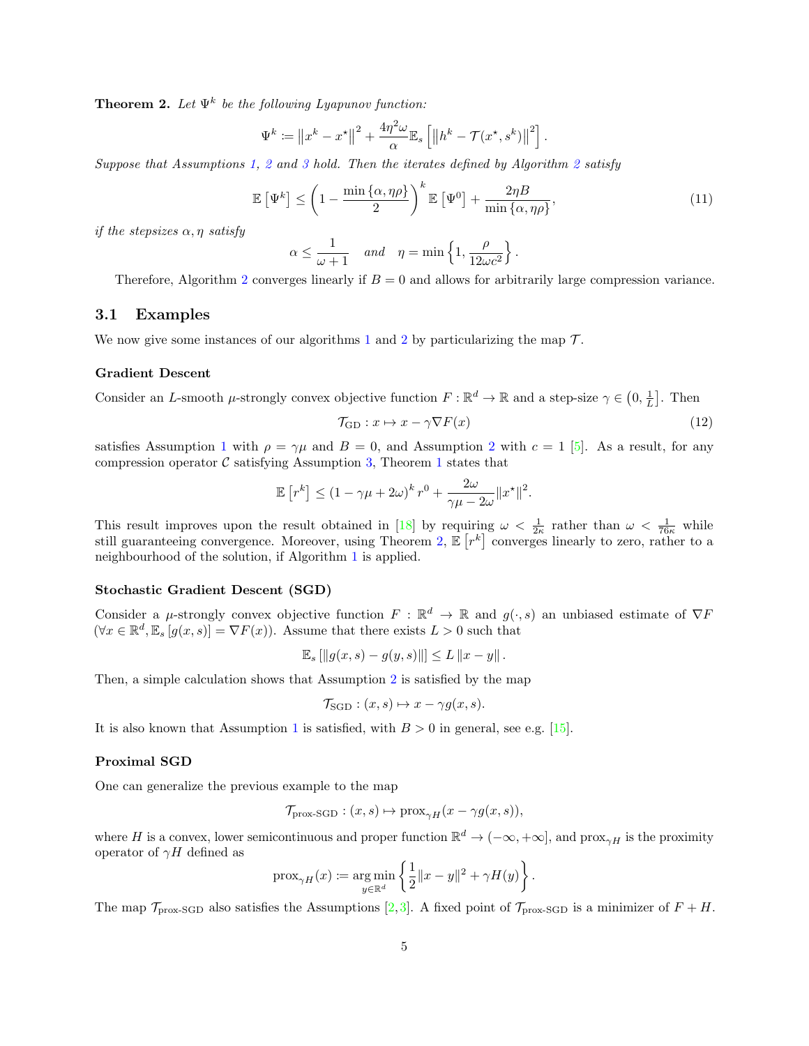**Theorem 2.** *Let $\Psi^k$ be the following Lyapunov function:*

$$\Psi^k \coloneqq \left\|x^k - x^\star\right\|^2 + \frac{4\eta^2\omega}{\alpha}\mathbb{E}_s\left[\left\|h^k - \mathcal{T}(x^\star, s^k)\right\|^2\right].$$

*Suppose that Assumptions 1, 2 and 3 hold. Then the iterates defined by Algorithm 2 satisfy*

$$\mathbb{E}\left[\Psi^k\right] \leq \left(1 - \frac{\min\{\alpha, \eta\rho\}}{2}\right)^k \mathbb{E}\left[\Psi^0\right] + \frac{2\eta B}{\min\{\alpha, \eta\rho\}}, \tag{11}$$

*if the stepsizes $\alpha, \eta$ satisfy*

$$\alpha \leq \frac{1}{\omega+1} \quad \text{and} \quad \eta = \min\left\{1, \frac{\rho}{12\omega c^2}\right\}.$$

Therefore, Algorithm 2 converges linearly if $B = 0$ and allows for arbitrarily large compression variance.

## 3.1 Examples

We now give some instances of our algorithms 1 and 2 by particularizing the map $\mathcal{T}$.

### Gradient Descent

Consider an $L$-smooth $\mu$-strongly convex objective function $F : \mathbb{R}^d \to \mathbb{R}$ and a step-size $\gamma \in \left(0, \frac{1}{L}\right]$. Then

$$\mathcal{T}_{\mathrm{GD}} : x \mapsto x - \gamma \nabla F(x) \tag{12}$$

satisfies Assumption 1 with $\rho = \gamma\mu$ and $B = 0$, and Assumption 2 with $c = 1$ [5]. As a result, for any compression operator $\mathcal{C}$ satisfying Assumption 3, Theorem 1 states that

$$\mathbb{E}\left[r^k\right] \leq (1 - \gamma\mu + 2\omega)^k r^0 + \frac{2\omega}{\gamma\mu - 2\omega}\|x^\star\|^2.$$

This result improves upon the result obtained in [18] by requiring $\omega < \frac{1}{2\kappa}$ rather than $\omega < \frac{1}{76\kappa}$ while still guaranteeing convergence. Moreover, using Theorem 2, $\mathbb{E}\left[r^k\right]$ converges linearly to zero, rather to a neighbourhood of the solution, if Algorithm 1 is applied.

### Stochastic Gradient Descent (SGD)

Consider a $\mu$-strongly convex objective function $F : \mathbb{R}^d \to \mathbb{R}$ and $g(\cdot, s)$ an unbiased estimate of $\nabla F$ ($\forall x \in \mathbb{R}^d, \mathbb{E}_s\left[g(x, s)\right] = \nabla F(x)$). Assume that there exists $L > 0$ such that

$$\mathbb{E}_s\left[\|g(x, s) - g(y, s)\|\right] \leq L\left\|x - y\right\|.$$

Then, a simple calculation shows that Assumption 2 is satisfied by the map

$$\mathcal{T}_{\mathrm{SGD}} : (x, s) \mapsto x - \gamma g(x, s).$$

It is also known that Assumption 1 is satisfied, with $B > 0$ in general, see e.g. [15].

### Proximal SGD

One can generalize the previous example to the map

$$\mathcal{T}_{\text{prox-SGD}} : (x, s) \mapsto \mathrm{prox}_{\gamma H}(x - \gamma g(x, s)),$$

where $H$ is a convex, lower semicontinuous and proper function $\mathbb{R}^d \to (-\infty, +\infty]$, and $\mathrm{prox}_{\gamma H}$ is the proximity operator of $\gamma H$ defined as

$$\mathrm{prox}_{\gamma H}(x) \coloneqq \underset{y \in \mathbb{R}^d}{\arg\min}\left\{\frac{1}{2}\|x - y\|^2 + \gamma H(y)\right\}.$$

The map $\mathcal{T}_{\text{prox-SGD}}$ also satisfies the Assumptions [2,3]. A fixed point of $\mathcal{T}_{\text{prox-SGD}}$ is a minimizer of $F + H$.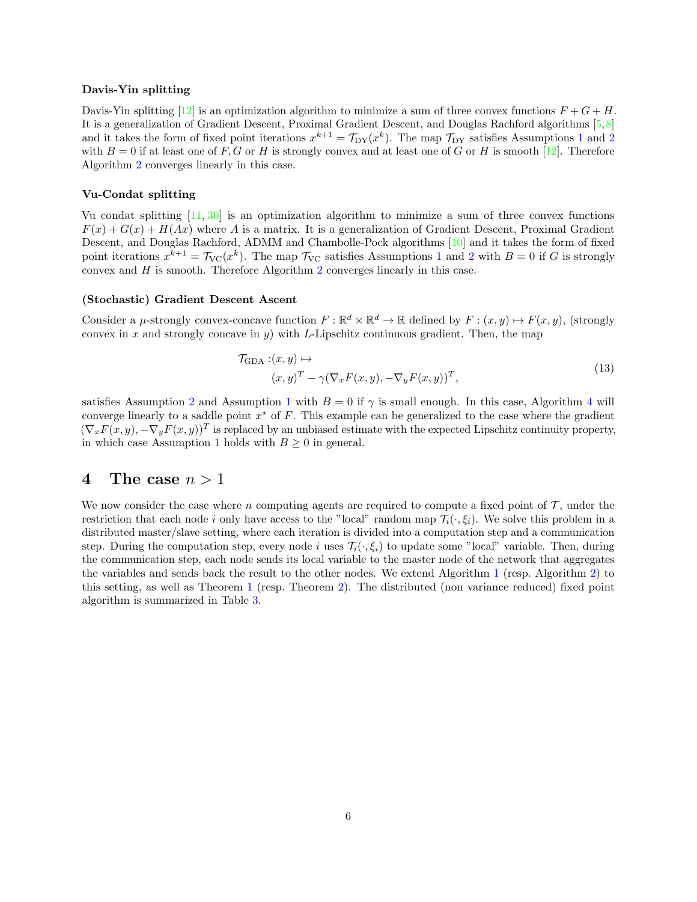#### Davis-Yin splitting

Davis-Yin splitting [12] is an optimization algorithm to minimize a sum of three convex functions $F + G + H$. It is a generalization of Gradient Descent, Proximal Gradient Descent, and Douglas Rachford algorithms [5,8] and it takes the form of fixed point iterations $x^{k+1} = \mathcal{T}_{\text{DY}}(x^k)$. The map $\mathcal{T}_{\text{DY}}$ satisfies Assumptions 1 and 2 with $B = 0$ if at least one of $F, G$ or $H$ is strongly convex and at least one of $G$ or $H$ is smooth [12]. Therefore Algorithm 2 converges linearly in this case.

#### Vu-Condat splitting

Vu condat splitting [11, 30] is an optimization algorithm to minimize a sum of three convex functions $F(x) + G(x) + H(Ax)$ where $A$ is a matrix. It is a generalization of Gradient Descent, Proximal Gradient Descent, and Douglas Rachford, ADMM and Chambolle-Pock algorithms [10] and it takes the form of fixed point iterations $x^{k+1} = \mathcal{T}_{\text{VC}}(x^k)$. The map $\mathcal{T}_{\text{VC}}$ satisfies Assumptions 1 and 2 with $B = 0$ if $G$ is strongly convex and $H$ is smooth. Therefore Algorithm 2 converges linearly in this case.

#### (Stochastic) Gradient Descent Ascent

Consider a $\mu$-strongly convex-concave function $F : \mathbb{R}^d \times \mathbb{R}^d \to \mathbb{R}$ defined by $F : (x, y) \mapsto F(x, y)$, (strongly convex in $x$ and strongly concave in $y$) with $L$-Lipschitz continuous gradient. Then, the map

$$
\begin{aligned}
\mathcal{T}_{\text{GDA}} :& (x, y) \mapsto \\
& (x, y)^T - \gamma(\nabla_x F(x, y), -\nabla_y F(x, y))^T,
\end{aligned}
\tag{13}
$$

satisfies Assumption 2 and Assumption 1 with $B = 0$ if $\gamma$ is small enough. In this case, Algorithm 4 will converge linearly to a saddle point $x^\star$ of $F$. This example can be generalized to the case where the gradient $(\nabla_x F(x, y), -\nabla_y F(x, y))^T$ is replaced by an unbiased estimate with the expected Lipschitz continuity property, in which case Assumption 1 holds with $B \geq 0$ in general.

## 4 The case $n > 1$

We now consider the case where $n$ computing agents are required to compute a fixed point of $\mathcal{T}$, under the restriction that each node $i$ only have access to the "local" random map $\mathcal{T}_i(\cdot, \xi_i)$. We solve this problem in a distributed master/slave setting, where each iteration is divided into a computation step and a communication step. During the computation step, every node $i$ uses $\mathcal{T}_i(\cdot, \xi_i)$ to update some "local" variable. Then, during the communication step, each node sends its local variable to the master node of the network that aggregates the variables and sends back the result to the other nodes. We extend Algorithm 1 (resp. Algorithm 2) to this setting, as well as Theorem 1 (resp. Theorem 2). The distributed (non variance reduced) fixed point algorithm is summarized in Table 3.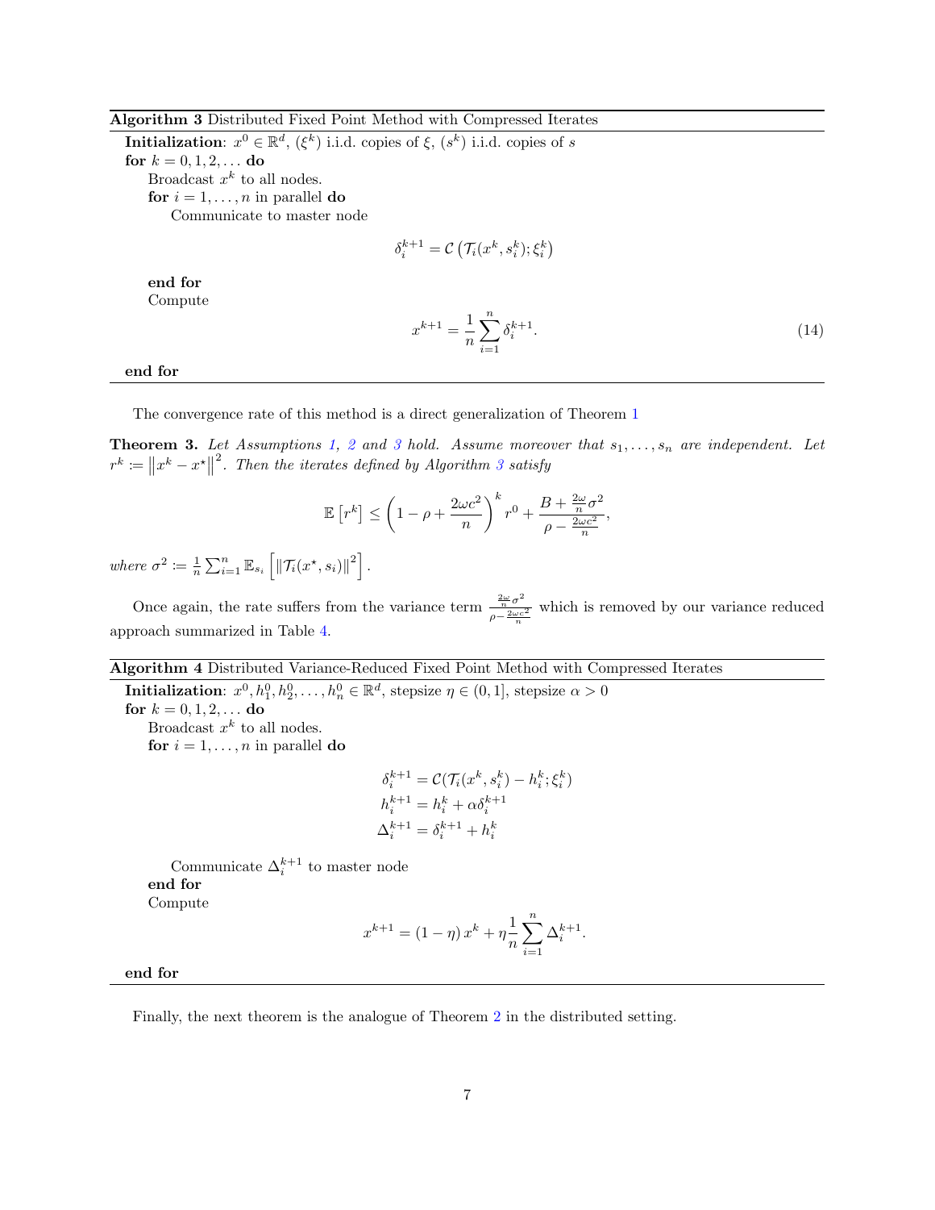**Algorithm 3** Distributed Fixed Point Method with Compressed Iterates

**Initialization**: $x^0 \in \mathbb{R}^d$, $(\xi^k)$ i.i.d. copies of $\xi$, $(s^k)$ i.i.d. copies of $s$

**for** $k = 0, 1, 2, \dots$ **do**

  Broadcast $x^k$ to all nodes.

  **for** $i = 1, \dots, n$ in parallel **do**

    Communicate to master node

$$\delta_i^{k+1} = \mathcal{C}\left(\mathcal{T}_i(x^k, s_i^k); \xi_i^k\right)$$

  **end for**

  Compute

$$x^{k+1} = \frac{1}{n}\sum_{i=1}^{n} \delta_i^{k+1}. \tag{14}$$

**end for**

The convergence rate of this method is a direct generalization of Theorem 1

**Theorem 3.** *Let Assumptions 1, 2 and 3 hold. Assume moreover that $s_1, \dots, s_n$ are independent. Let $r^k := \left\|x^k - x^\star\right\|^2$. Then the iterates defined by Algorithm 3 satisfy*

$$\mathbb{E}\left[r^k\right] \le \left(1 - \rho + \frac{2\omega c^2}{n}\right)^k r^0 + \frac{B + \frac{2\omega}{n}\sigma^2}{\rho - \frac{2\omega c^2}{n}},$$

*where* $\sigma^2 := \frac{1}{n}\sum_{i=1}^{n} \mathbb{E}_{s_i}\left[\left\|\mathcal{T}_i(x^\star, s_i)\right\|^2\right].$

Once again, the rate suffers from the variance term $\frac{\frac{2\omega}{n}\sigma^2}{\rho - \frac{2\omega c^2}{n}}$ which is removed by our variance reduced approach summarized in Table 4.

**Algorithm 4** Distributed Variance-Reduced Fixed Point Method with Compressed Iterates

**Initialization**: $x^0, h_1^0, h_2^0, \dots, h_n^0 \in \mathbb{R}^d$, stepsize $\eta \in (0, 1]$, stepsize $\alpha > 0$

**for** $k = 0, 1, 2, \dots$ **do**

  Broadcast $x^k$ to all nodes.

  **for** $i = 1, \dots, n$ in parallel **do**

$$\begin{aligned}
\delta_i^{k+1} &= \mathcal{C}(\mathcal{T}_i(x^k, s_i^k) - h_i^k; \xi_i^k) \\
h_i^{k+1} &= h_i^k + \alpha \delta_i^{k+1} \\
\Delta_i^{k+1} &= \delta_i^{k+1} + h_i^k
\end{aligned}$$

    Communicate $\Delta_i^{k+1}$ to master node

  **end for**

  Compute

$$x^{k+1} = (1 - \eta)\, x^k + \eta \frac{1}{n}\sum_{i=1}^{n} \Delta_i^{k+1}.$$

**end for**

Finally, the next theorem is the analogue of Theorem 2 in the distributed setting.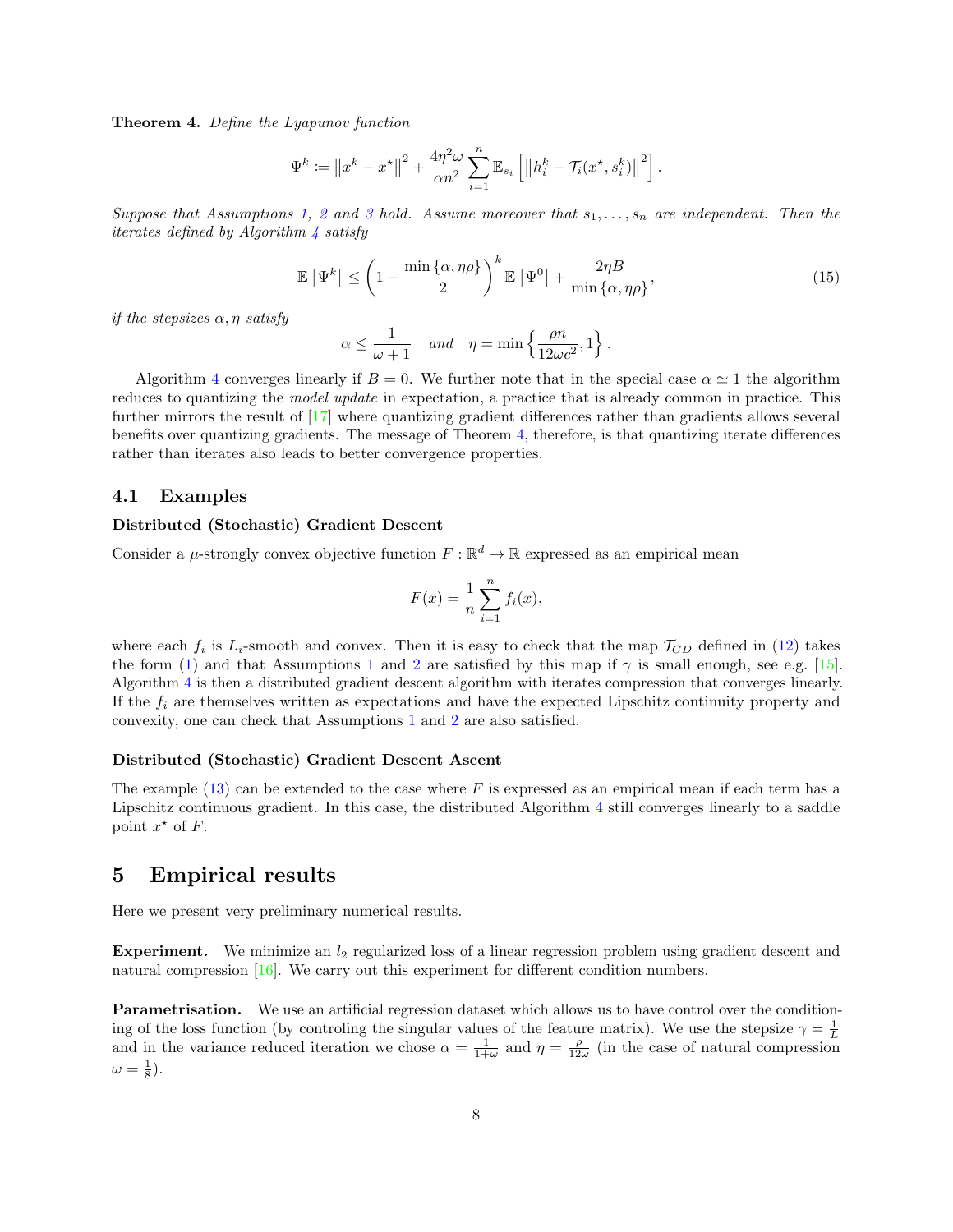**Theorem 4.** *Define the Lyapunov function*

$$\Psi^k := \left\|x^k - x^\star\right\|^2 + \frac{4\eta^2\omega}{\alpha n^2}\sum_{i=1}^n \mathbb{E}_{s_i}\left[\left\|h_i^k - \mathcal{T}_i(x^\star, s_i^k)\right\|^2\right].$$

*Suppose that Assumptions 1, 2 and 3 hold. Assume moreover that $s_1, \ldots, s_n$ are independent. Then the iterates defined by Algorithm 4 satisfy*

$$\mathbb{E}\left[\Psi^k\right] \le \left(1 - \frac{\min\{\alpha, \eta\rho\}}{2}\right)^k \mathbb{E}\left[\Psi^0\right] + \frac{2\eta B}{\min\{\alpha, \eta\rho\}}, \tag{15}$$

*if the stepsizes $\alpha, \eta$ satisfy*

$$\alpha \le \frac{1}{\omega+1} \quad \text{and} \quad \eta = \min\left\{\frac{\rho n}{12\omega c^2}, 1\right\}.$$

Algorithm 4 converges linearly if $B = 0$. We further note that in the special case $\alpha \simeq 1$ the algorithm reduces to quantizing the *model update* in expectation, a practice that is already common in practice. This further mirrors the result of [17] where quantizing gradient differences rather than gradients allows several benefits over quantizing gradients. The message of Theorem 4, therefore, is that quantizing iterate differences rather than iterates also leads to better convergence properties.

## 4.1 Examples

**Distributed (Stochastic) Gradient Descent**

Consider a $\mu$-strongly convex objective function $F : \mathbb{R}^d \to \mathbb{R}$ expressed as an empirical mean

$$F(x) = \frac{1}{n}\sum_{i=1}^n f_i(x),$$

where each $f_i$ is $L_i$-smooth and convex. Then it is easy to check that the map $\mathcal{T}_{GD}$ defined in (12) takes the form (1) and that Assumptions 1 and 2 are satisfied by this map if $\gamma$ is small enough, see e.g. [15]. Algorithm 4 is then a distributed gradient descent algorithm with iterates compression that converges linearly. If the $f_i$ are themselves written as expectations and have the expected Lipschitz continuity property and convexity, one can check that Assumptions 1 and 2 are also satisfied.

**Distributed (Stochastic) Gradient Descent Ascent**

The example (13) can be extended to the case where $F$ is expressed as an empirical mean if each term has a Lipschitz continuous gradient. In this case, the distributed Algorithm 4 still converges linearly to a saddle point $x^\star$ of $F$.

# 5 Empirical results

Here we present very preliminary numerical results.

**Experiment.** We minimize an $l_2$ regularized loss of a linear regression problem using gradient descent and natural compression [16]. We carry out this experiment for different condition numbers.

**Parametrisation.** We use an artificial regression dataset which allows us to have control over the conditioning of the loss function (by controling the singular values of the feature matrix). We use the stepsize $\gamma = \frac{1}{L}$ and in the variance reduced iteration we chose $\alpha = \frac{1}{1+\omega}$ and $\eta = \frac{\rho}{12\omega}$ (in the case of natural compression $\omega = \frac{1}{8}$).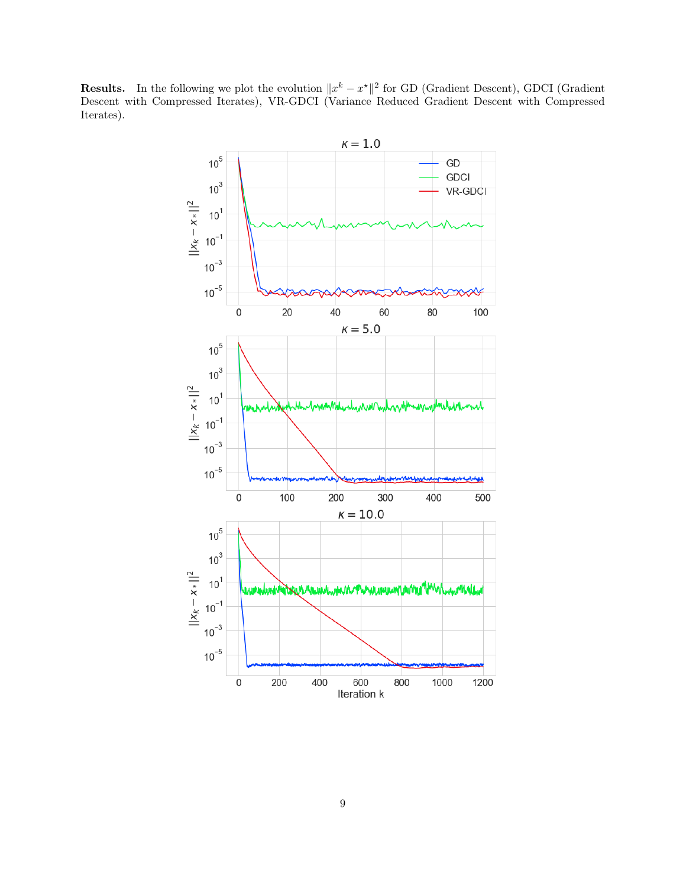**Results.** In the following we plot the evolution $\|x^k - x^\star\|^2$ for GD (Gradient Descent), GDCI (Gradient Descent with Compressed Iterates), VR-GDCI (Variance Reduced Gradient Descent with Compressed Iterates).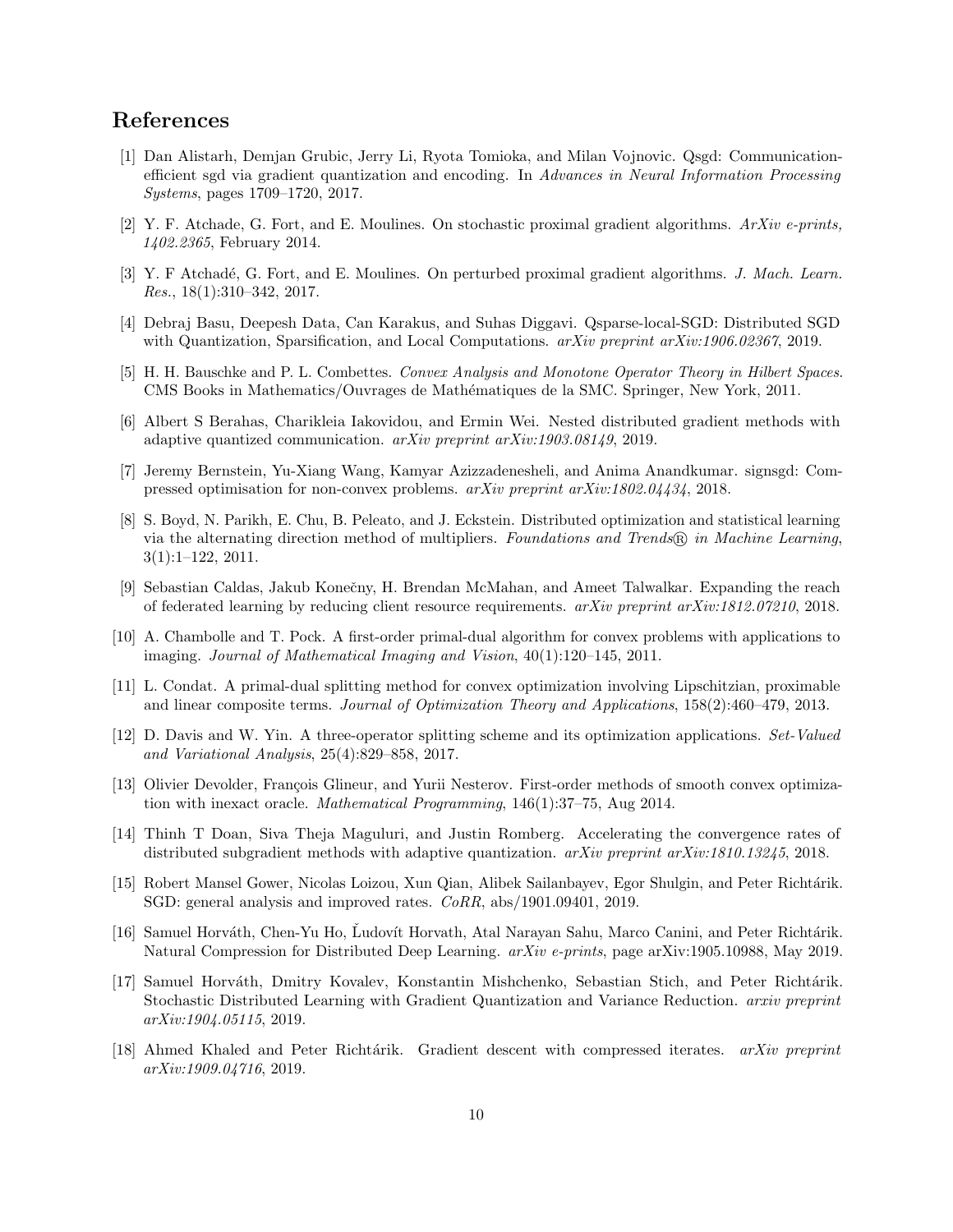## References

[1] Dan Alistarh, Demjan Grubic, Jerry Li, Ryota Tomioka, and Milan Vojnovic. Qsgd: Communication-efficient sgd via gradient quantization and encoding. In *Advances in Neural Information Processing Systems*, pages 1709–1720, 2017.

[2] Y. F. Atchade, G. Fort, and E. Moulines. On stochastic proximal gradient algorithms. *ArXiv e-prints, 1402.2365*, February 2014.

[3] Y. F Atchadé, G. Fort, and E. Moulines. On perturbed proximal gradient algorithms. *J. Mach. Learn. Res.*, 18(1):310–342, 2017.

[4] Debraj Basu, Deepesh Data, Can Karakus, and Suhas Diggavi. Qsparse-local-SGD: Distributed SGD with Quantization, Sparsification, and Local Computations. *arXiv preprint arXiv:1906.02367*, 2019.

[5] H. H. Bauschke and P. L. Combettes. *Convex Analysis and Monotone Operator Theory in Hilbert Spaces*. CMS Books in Mathematics/Ouvrages de Mathématiques de la SMC. Springer, New York, 2011.

[6] Albert S Berahas, Charikleia Iakovidou, and Ermin Wei. Nested distributed gradient methods with adaptive quantized communication. *arXiv preprint arXiv:1903.08149*, 2019.

[7] Jeremy Bernstein, Yu-Xiang Wang, Kamyar Azizzadenesheli, and Anima Anandkumar. signsgd: Compressed optimisation for non-convex problems. *arXiv preprint arXiv:1802.04434*, 2018.

[8] S. Boyd, N. Parikh, E. Chu, B. Peleato, and J. Eckstein. Distributed optimization and statistical learning via the alternating direction method of multipliers. *Foundations and Trends® in Machine Learning*, 3(1):1–122, 2011.

[9] Sebastian Caldas, Jakub Konečny, H. Brendan McMahan, and Ameet Talwalkar. Expanding the reach of federated learning by reducing client resource requirements. *arXiv preprint arXiv:1812.07210*, 2018.

[10] A. Chambolle and T. Pock. A first-order primal-dual algorithm for convex problems with applications to imaging. *Journal of Mathematical Imaging and Vision*, 40(1):120–145, 2011.

[11] L. Condat. A primal-dual splitting method for convex optimization involving Lipschitzian, proximable and linear composite terms. *Journal of Optimization Theory and Applications*, 158(2):460–479, 2013.

[12] D. Davis and W. Yin. A three-operator splitting scheme and its optimization applications. *Set-Valued and Variational Analysis*, 25(4):829–858, 2017.

[13] Olivier Devolder, François Glineur, and Yurii Nesterov. First-order methods of smooth convex optimization with inexact oracle. *Mathematical Programming*, 146(1):37–75, Aug 2014.

[14] Thinh T Doan, Siva Theja Maguluri, and Justin Romberg. Accelerating the convergence rates of distributed subgradient methods with adaptive quantization. *arXiv preprint arXiv:1810.13245*, 2018.

[15] Robert Mansel Gower, Nicolas Loizou, Xun Qian, Alibek Sailanbayev, Egor Shulgin, and Peter Richtárik. SGD: general analysis and improved rates. *CoRR*, abs/1901.09401, 2019.

[16] Samuel Horváth, Chen-Yu Ho, Ľudovít Horvath, Atal Narayan Sahu, Marco Canini, and Peter Richtárik. Natural Compression for Distributed Deep Learning. *arXiv e-prints*, page arXiv:1905.10988, May 2019.

[17] Samuel Horváth, Dmitry Kovalev, Konstantin Mishchenko, Sebastian Stich, and Peter Richtárik. Stochastic Distributed Learning with Gradient Quantization and Variance Reduction. *arxiv preprint arXiv:1904.05115*, 2019.

[18] Ahmed Khaled and Peter Richtárik. Gradient descent with compressed iterates. *arXiv preprint arXiv:1909.04716*, 2019.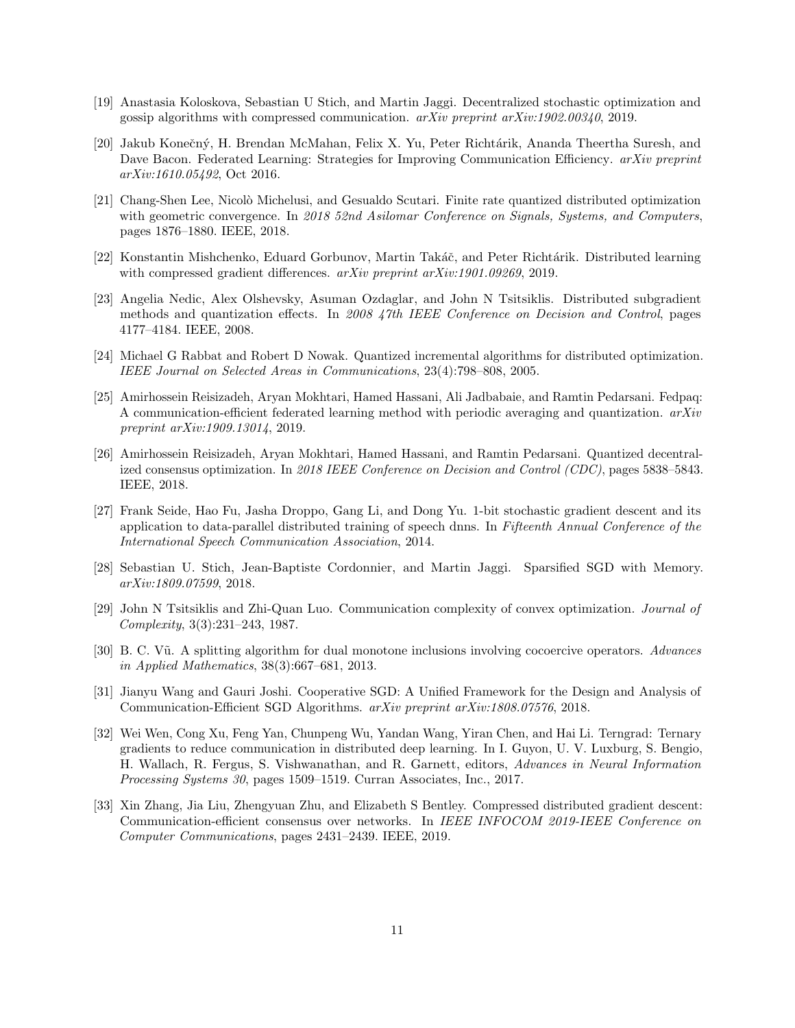[19] Anastasia Koloskova, Sebastian U Stich, and Martin Jaggi. Decentralized stochastic optimization and gossip algorithms with compressed communication. *arXiv preprint arXiv:1902.00340*, 2019.

[20] Jakub Konečný, H. Brendan McMahan, Felix X. Yu, Peter Richtárik, Ananda Theertha Suresh, and Dave Bacon. Federated Learning: Strategies for Improving Communication Efficiency. *arXiv preprint arXiv:1610.05492*, Oct 2016.

[21] Chang-Shen Lee, Nicolò Michelusi, and Gesualdo Scutari. Finite rate quantized distributed optimization with geometric convergence. In *2018 52nd Asilomar Conference on Signals, Systems, and Computers*, pages 1876–1880. IEEE, 2018.

[22] Konstantin Mishchenko, Eduard Gorbunov, Martin Takáč, and Peter Richtárik. Distributed learning with compressed gradient differences. *arXiv preprint arXiv:1901.09269*, 2019.

[23] Angelia Nedic, Alex Olshevsky, Asuman Ozdaglar, and John N Tsitsiklis. Distributed subgradient methods and quantization effects. In *2008 47th IEEE Conference on Decision and Control*, pages 4177–4184. IEEE, 2008.

[24] Michael G Rabbat and Robert D Nowak. Quantized incremental algorithms for distributed optimization. *IEEE Journal on Selected Areas in Communications*, 23(4):798–808, 2005.

[25] Amirhossein Reisizadeh, Aryan Mokhtari, Hamed Hassani, Ali Jadbabaie, and Ramtin Pedarsani. Fedpaq: A communication-efficient federated learning method with periodic averaging and quantization. *arXiv preprint arXiv:1909.13014*, 2019.

[26] Amirhossein Reisizadeh, Aryan Mokhtari, Hamed Hassani, and Ramtin Pedarsani. Quantized decentralized consensus optimization. In *2018 IEEE Conference on Decision and Control (CDC)*, pages 5838–5843. IEEE, 2018.

[27] Frank Seide, Hao Fu, Jasha Droppo, Gang Li, and Dong Yu. 1-bit stochastic gradient descent and its application to data-parallel distributed training of speech dnns. In *Fifteenth Annual Conference of the International Speech Communication Association*, 2014.

[28] Sebastian U. Stich, Jean-Baptiste Cordonnier, and Martin Jaggi. Sparsified SGD with Memory. *arXiv:1809.07599*, 2018.

[29] John N Tsitsiklis and Zhi-Quan Luo. Communication complexity of convex optimization. *Journal of Complexity*, 3(3):231–243, 1987.

[30] B. C. Vũ. A splitting algorithm for dual monotone inclusions involving cocoercive operators. *Advances in Applied Mathematics*, 38(3):667–681, 2013.

[31] Jianyu Wang and Gauri Joshi. Cooperative SGD: A Unified Framework for the Design and Analysis of Communication-Efficient SGD Algorithms. *arXiv preprint arXiv:1808.07576*, 2018.

[32] Wei Wen, Cong Xu, Feng Yan, Chunpeng Wu, Yandan Wang, Yiran Chen, and Hai Li. Terngrad: Ternary gradients to reduce communication in distributed deep learning. In I. Guyon, U. V. Luxburg, S. Bengio, H. Wallach, R. Fergus, S. Vishwanathan, and R. Garnett, editors, *Advances in Neural Information Processing Systems 30*, pages 1509–1519. Curran Associates, Inc., 2017.

[33] Xin Zhang, Jia Liu, Zhengyuan Zhu, and Elizabeth S Bentley. Compressed distributed gradient descent: Communication-efficient consensus over networks. In *IEEE INFOCOM 2019-IEEE Conference on Computer Communications*, pages 2431–2439. IEEE, 2019.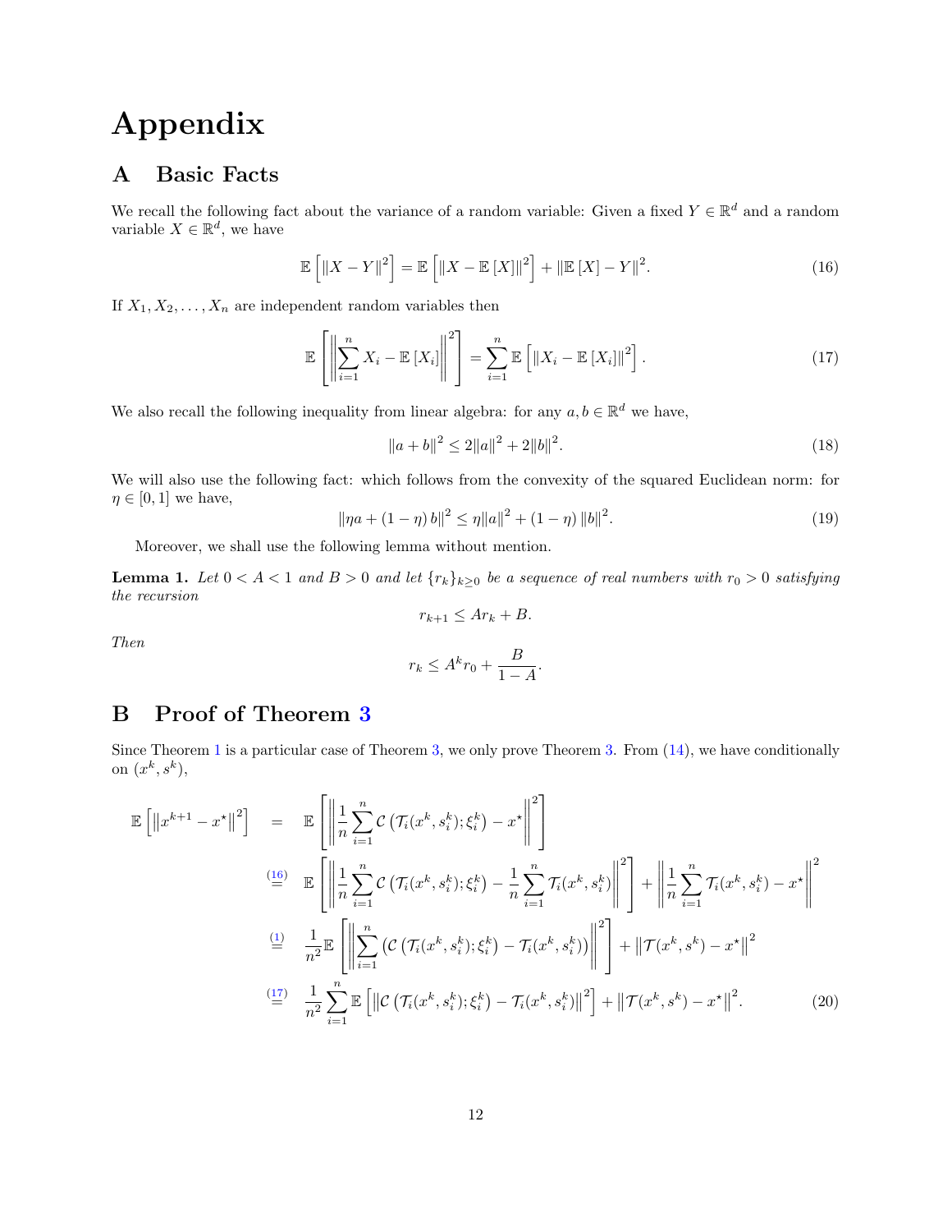# Appendix

## A Basic Facts

We recall the following fact about the variance of a random variable: Given a fixed $Y \in \mathbb{R}^d$ and a random variable $X \in \mathbb{R}^d$, we have

$$\mathbb{E}\left[\|X - Y\|^2\right] = \mathbb{E}\left[\|X - \mathbb{E}[X]\|^2\right] + \|\mathbb{E}[X] - Y\|^2. \tag{16}$$

If $X_1, X_2, \dots, X_n$ are independent random variables then

$$\mathbb{E}\left[\left\|\sum_{i=1}^n X_i - \mathbb{E}[X_i]\right\|^2\right] = \sum_{i=1}^n \mathbb{E}\left[\|X_i - \mathbb{E}[X_i]\|^2\right]. \tag{17}$$

We also recall the following inequality from linear algebra: for any $a, b \in \mathbb{R}^d$ we have,

$$\|a + b\|^2 \leq 2\|a\|^2 + 2\|b\|^2. \tag{18}$$

We will also use the following fact: which follows from the convexity of the squared Euclidean norm: for $\eta \in [0,1]$ we have,

$$\|\eta a + (1-\eta) b\|^2 \leq \eta\|a\|^2 + (1-\eta)\|b\|^2. \tag{19}$$

Moreover, we shall use the following lemma without mention.

**Lemma 1.** *Let $0 < A < 1$ and $B > 0$ and let $\{r_k\}_{k \geq 0}$ be a sequence of real numbers with $r_0 > 0$ satisfying the recursion*

$$r_{k+1} \leq A r_k + B.$$

*Then*

$$r_k \leq A^k r_0 + \frac{B}{1-A}.$$

## B Proof of Theorem 3

Since Theorem 1 is a particular case of Theorem 3, we only prove Theorem 3. From (14), we have conditionally on $(x^k, s^k)$,

$$\begin{aligned}
\mathbb{E}\left[\left\|x^{k+1} - x^\star\right\|^2\right] &= \mathbb{E}\left[\left\|\frac{1}{n}\sum_{i=1}^n \mathcal{C}\left(\mathcal{T}_i(x^k, s_i^k); \xi_i^k\right) - x^\star\right\|^2\right] \\
&\overset{(16)}{=} \mathbb{E}\left[\left\|\frac{1}{n}\sum_{i=1}^n \mathcal{C}\left(\mathcal{T}_i(x^k, s_i^k); \xi_i^k\right) - \frac{1}{n}\sum_{i=1}^n \mathcal{T}_i(x^k, s_i^k)\right\|^2\right] + \left\|\frac{1}{n}\sum_{i=1}^n \mathcal{T}_i(x^k, s_i^k) - x^\star\right\|^2 \\
&\overset{(1)}{=} \frac{1}{n^2}\mathbb{E}\left[\left\|\sum_{i=1}^n \left(\mathcal{C}\left(\mathcal{T}_i(x^k, s_i^k); \xi_i^k\right) - \mathcal{T}_i(x^k, s_i^k)\right)\right\|^2\right] + \left\|\mathcal{T}(x^k, s^k) - x^\star\right\|^2 \\
&\overset{(17)}{=} \frac{1}{n^2}\sum_{i=1}^n \mathbb{E}\left[\left\|\mathcal{C}\left(\mathcal{T}_i(x^k, s_i^k); \xi_i^k\right) - \mathcal{T}_i(x^k, s_i^k)\right\|^2\right] + \left\|\mathcal{T}(x^k, s^k) - x^\star\right\|^2.
\end{aligned} \tag{20}$$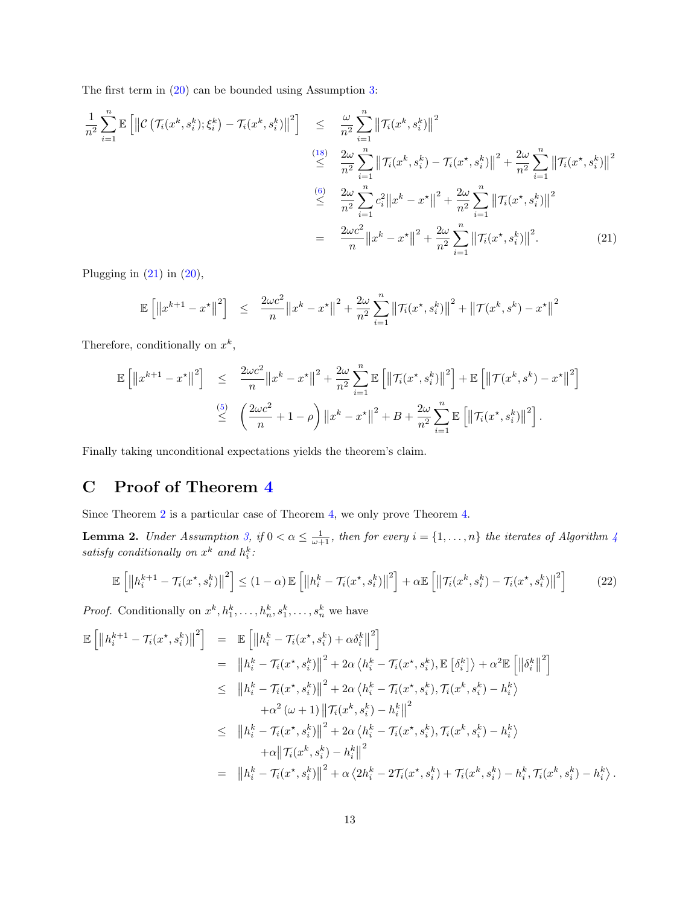The first term in (20) can be bounded using Assumption 3:

$$
\begin{aligned}
\frac{1}{n^2}\sum_{i=1}^n \mathbb{E}\left[\left\|\mathcal{C}\left(\mathcal{T}_i(x^k,s_i^k);\xi_i^k\right)-\mathcal{T}_i(x^k,s_i^k)\right\|^2\right] &\leq \frac{\omega}{n^2}\sum_{i=1}^n \left\|\mathcal{T}_i(x^k,s_i^k)\right\|^2 \\
&\overset{(18)}{\leq} \frac{2\omega}{n^2}\sum_{i=1}^n \left\|\mathcal{T}_i(x^k,s_i^k)-\mathcal{T}_i(x^\star,s_i^k)\right\|^2 + \frac{2\omega}{n^2}\sum_{i=1}^n \left\|\mathcal{T}_i(x^\star,s_i^k)\right\|^2 \\
&\overset{(6)}{\leq} \frac{2\omega}{n^2}\sum_{i=1}^n c_i^2\left\|x^k-x^\star\right\|^2 + \frac{2\omega}{n^2}\sum_{i=1}^n \left\|\mathcal{T}_i(x^\star,s_i^k)\right\|^2 \\
&= \frac{2\omega c^2}{n}\left\|x^k-x^\star\right\|^2 + \frac{2\omega}{n^2}\sum_{i=1}^n \left\|\mathcal{T}_i(x^\star,s_i^k)\right\|^2. \qquad (21)
\end{aligned}
$$

Plugging in (21) in (20),

$$
\mathbb{E}\left[\left\|x^{k+1}-x^\star\right\|^2\right] \leq \frac{2\omega c^2}{n}\left\|x^k-x^\star\right\|^2 + \frac{2\omega}{n^2}\sum_{i=1}^n \left\|\mathcal{T}_i(x^\star,s_i^k)\right\|^2 + \left\|\mathcal{T}(x^k,s^k)-x^\star\right\|^2
$$

Therefore, conditionally on $x^k$,

$$
\begin{aligned}
\mathbb{E}\left[\left\|x^{k+1}-x^\star\right\|^2\right] &\leq \frac{2\omega c^2}{n}\left\|x^k-x^\star\right\|^2 + \frac{2\omega}{n^2}\sum_{i=1}^n \mathbb{E}\left[\left\|\mathcal{T}_i(x^\star,s_i^k)\right\|^2\right] + \mathbb{E}\left[\left\|\mathcal{T}(x^k,s^k)-x^\star\right\|^2\right] \\
&\overset{(5)}{\leq} \left(\frac{2\omega c^2}{n}+1-\rho\right)\left\|x^k-x^\star\right\|^2 + B + \frac{2\omega}{n^2}\sum_{i=1}^n \mathbb{E}\left[\left\|\mathcal{T}_i(x^\star,s_i^k)\right\|^2\right].
\end{aligned}
$$

Finally taking unconditional expectations yields the theorem's claim.

# C Proof of Theorem 4

Since Theorem 2 is a particular case of Theorem 4, we only prove Theorem 4.

**Lemma 2.** *Under Assumption 3, if $0<\alpha\leq\frac{1}{\omega+1}$, then for every $i=\{1,\ldots,n\}$ the iterates of Algorithm 4 satisfy conditionally on $x^k$ and $h_i^k$:*

$$
\mathbb{E}\left[\left\|h_i^{k+1}-\mathcal{T}_i(x^\star,s_i^k)\right\|^2\right] \leq (1-\alpha)\,\mathbb{E}\left[\left\|h_i^k-\mathcal{T}_i(x^\star,s_i^k)\right\|^2\right] + \alpha\mathbb{E}\left[\left\|\mathcal{T}_i(x^k,s_i^k)-\mathcal{T}_i(x^\star,s_i^k)\right\|^2\right] \qquad (22)
$$

*Proof.* Conditionally on $x^k, h_1^k,\ldots,h_n^k, s_1^k,\ldots,s_n^k$ we have

$$
\begin{aligned}
\mathbb{E}\left[\left\|h_i^{k+1}-\mathcal{T}_i(x^\star,s_i^k)\right\|^2\right] &= \mathbb{E}\left[\left\|h_i^k-\mathcal{T}_i(x^\star,s_i^k)+\alpha\delta_i^k\right\|^2\right] \\
&= \left\|h_i^k-\mathcal{T}_i(x^\star,s_i^k)\right\|^2 + 2\alpha\left\langle h_i^k-\mathcal{T}_i(x^\star,s_i^k),\mathbb{E}\left[\delta_i^k\right]\right\rangle + \alpha^2\mathbb{E}\left[\left\|\delta_i^k\right\|^2\right] \\
&\leq \left\|h_i^k-\mathcal{T}_i(x^\star,s_i^k)\right\|^2 + 2\alpha\left\langle h_i^k-\mathcal{T}_i(x^\star,s_i^k),\mathcal{T}_i(x^k,s_i^k)-h_i^k\right\rangle \\
&\quad +\alpha^2(\omega+1)\left\|\mathcal{T}_i(x^k,s_i^k)-h_i^k\right\|^2 \\
&\leq \left\|h_i^k-\mathcal{T}_i(x^\star,s_i^k)\right\|^2 + 2\alpha\left\langle h_i^k-\mathcal{T}_i(x^\star,s_i^k),\mathcal{T}_i(x^k,s_i^k)-h_i^k\right\rangle \\
&\quad +\alpha\left\|\mathcal{T}_i(x^k,s_i^k)-h_i^k\right\|^2 \\
&= \left\|h_i^k-\mathcal{T}_i(x^\star,s_i^k)\right\|^2 + \alpha\left\langle 2h_i^k-2\mathcal{T}_i(x^\star,s_i^k)+\mathcal{T}_i(x^k,s_i^k)-h_i^k,\mathcal{T}_i(x^k,s_i^k)-h_i^k\right\rangle.
\end{aligned}
$$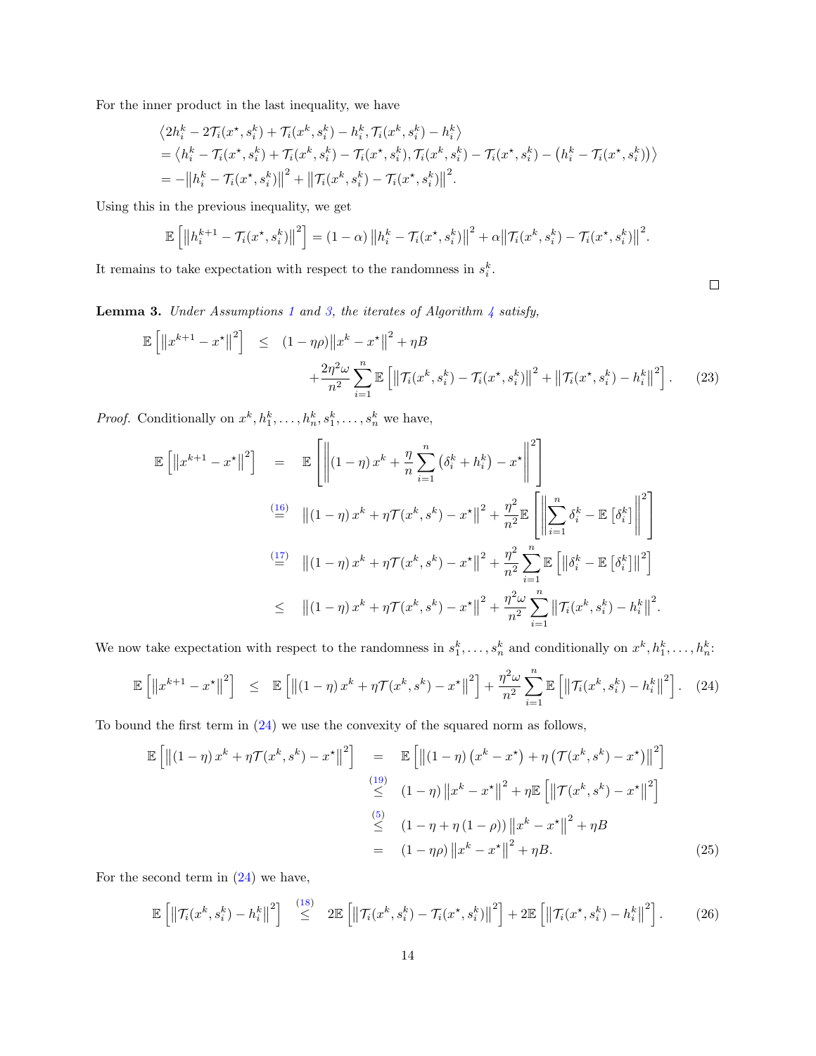For the inner product in the last inequality, we have

$$
\begin{aligned}
&\left\langle 2h_i^k - 2\mathcal{T}_i(x^\star, s_i^k) + \mathcal{T}_i(x^k, s_i^k) - h_i^k, \mathcal{T}_i(x^k, s_i^k) - h_i^k \right\rangle \\
&= \left\langle h_i^k - \mathcal{T}_i(x^\star, s_i^k) + \mathcal{T}_i(x^k, s_i^k) - \mathcal{T}_i(x^\star, s_i^k), \mathcal{T}_i(x^k, s_i^k) - \mathcal{T}_i(x^\star, s_i^k) - \left(h_i^k - \mathcal{T}_i(x^\star, s_i^k)\right) \right\rangle \\
&= -\left\| h_i^k - \mathcal{T}_i(x^\star, s_i^k) \right\|^2 + \left\| \mathcal{T}_i(x^k, s_i^k) - \mathcal{T}_i(x^\star, s_i^k) \right\|^2.
\end{aligned}
$$

Using this in the previous inequality, we get

$$
\mathbb{E}\left[ \left\| h_i^{k+1} - \mathcal{T}_i(x^\star, s_i^k) \right\|^2 \right] = (1-\alpha) \left\| h_i^k - \mathcal{T}_i(x^\star, s_i^k) \right\|^2 + \alpha \left\| \mathcal{T}_i(x^k, s_i^k) - \mathcal{T}_i(x^\star, s_i^k) \right\|^2.
$$

It remains to take expectation with respect to the randomness in $s_i^k$.

□

**Lemma 3.** *Under Assumptions 1 and 3, the iterates of Algorithm 4 satisfy,*

$$
\begin{aligned}
\mathbb{E}\left[ \left\| x^{k+1} - x^\star \right\|^2 \right] \quad \leq \quad & (1-\eta\rho) \left\| x^k - x^\star \right\|^2 + \eta B \\
& + \frac{2\eta^2\omega}{n^2} \sum_{i=1}^n \mathbb{E}\left[ \left\| \mathcal{T}_i(x^k, s_i^k) - \mathcal{T}_i(x^\star, s_i^k) \right\|^2 + \left\| \mathcal{T}_i(x^\star, s_i^k) - h_i^k \right\|^2 \right]. \qquad (23)
\end{aligned}
$$

*Proof.* Conditionally on $x^k, h_1^k, \ldots, h_n^k, s_1^k, \ldots, s_n^k$ we have,

$$
\begin{aligned}
\mathbb{E}\left[ \left\| x^{k+1} - x^\star \right\|^2 \right] \quad &= \quad \mathbb{E}\left[ \left\| (1-\eta) x^k + \frac{\eta}{n} \sum_{i=1}^n \left( \delta_i^k + h_i^k \right) - x^\star \right\|^2 \right] \\
&\overset{(16)}{=} \quad \left\| (1-\eta) x^k + \eta \mathcal{T}(x^k, s^k) - x^\star \right\|^2 + \frac{\eta^2}{n^2} \mathbb{E}\left[ \left\| \sum_{i=1}^n \delta_i^k - \mathbb{E}\left[ \delta_i^k \right] \right\|^2 \right] \\
&\overset{(17)}{=} \quad \left\| (1-\eta) x^k + \eta \mathcal{T}(x^k, s^k) - x^\star \right\|^2 + \frac{\eta^2}{n^2} \sum_{i=1}^n \mathbb{E}\left[ \left\| \delta_i^k - \mathbb{E}\left[ \delta_i^k \right] \right\|^2 \right] \\
&\leq \quad \left\| (1-\eta) x^k + \eta \mathcal{T}(x^k, s^k) - x^\star \right\|^2 + \frac{\eta^2\omega}{n^2} \sum_{i=1}^n \left\| \mathcal{T}_i(x^k, s_i^k) - h_i^k \right\|^2.
\end{aligned}
$$

We now take expectation with respect to the randomness in $s_1^k, \ldots, s_n^k$ and conditionally on $x^k, h_1^k, \ldots, h_n^k$:

$$
\mathbb{E}\left[ \left\| x^{k+1} - x^\star \right\|^2 \right] \quad \leq \quad \mathbb{E}\left[ \left\| (1-\eta) x^k + \eta \mathcal{T}(x^k, s^k) - x^\star \right\|^2 \right] + \frac{\eta^2\omega}{n^2} \sum_{i=1}^n \mathbb{E}\left[ \left\| \mathcal{T}_i(x^k, s_i^k) - h_i^k \right\|^2 \right]. \quad (24)
$$

To bound the first term in (24) we use the convexity of the squared norm as follows,

$$
\begin{aligned}
\mathbb{E}\left[ \left\| (1-\eta) x^k + \eta \mathcal{T}(x^k, s^k) - x^\star \right\|^2 \right] \quad &= \quad \mathbb{E}\left[ \left\| (1-\eta) \left( x^k - x^\star \right) + \eta \left( \mathcal{T}(x^k, s^k) - x^\star \right) \right\|^2 \right] \\
&\overset{(19)}{\leq} \quad (1-\eta) \left\| x^k - x^\star \right\|^2 + \eta \mathbb{E}\left[ \left\| \mathcal{T}(x^k, s^k) - x^\star \right\|^2 \right] \\
&\overset{(5)}{\leq} \quad (1 - \eta + \eta (1-\rho)) \left\| x^k - x^\star \right\|^2 + \eta B \\
&= \quad (1-\eta\rho) \left\| x^k - x^\star \right\|^2 + \eta B. \qquad (25)
\end{aligned}
$$

For the second term in (24) we have,

$$
\mathbb{E}\left[ \left\| \mathcal{T}_i(x^k, s_i^k) - h_i^k \right\|^2 \right] \overset{(18)}{\leq} 2\mathbb{E}\left[ \left\| \mathcal{T}_i(x^k, s_i^k) - \mathcal{T}_i(x^\star, s_i^k) \right\|^2 \right] + 2\mathbb{E}\left[ \left\| \mathcal{T}_i(x^\star, s_i^k) - h_i^k \right\|^2 \right]. \qquad (26)
$$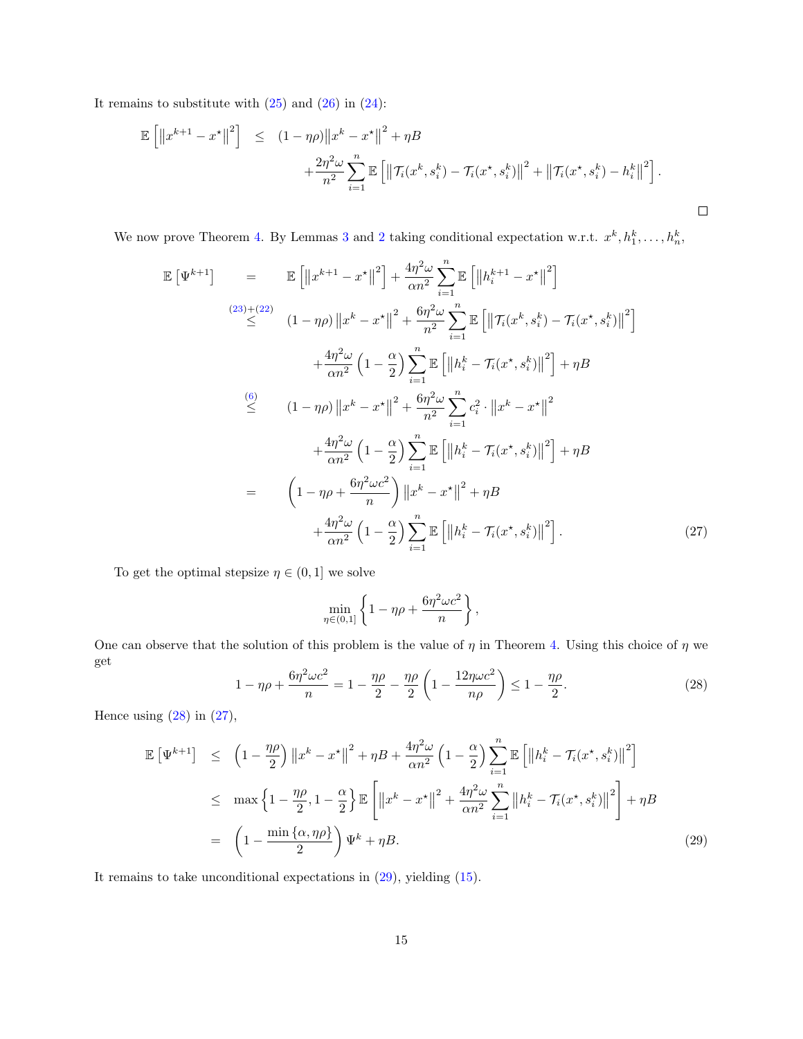It remains to substitute with (25) and (26) in (24):

$$
\begin{aligned}
\mathbb{E}\left[\left\|x^{k+1}-x^\star\right\|^2\right] &\leq (1-\eta\rho)\left\|x^k-x^\star\right\|^2+\eta B \\
&\quad +\frac{2\eta^2\omega}{n^2}\sum_{i=1}^n \mathbb{E}\left[\left\|\mathcal{T}_i(x^k,s_i^k)-\mathcal{T}_i(x^\star,s_i^k)\right\|^2+\left\|\mathcal{T}_i(x^\star,s_i^k)-h_i^k\right\|^2\right].
\end{aligned}
$$

□

We now prove Theorem 4. By Lemmas 3 and 2 taking conditional expectation w.r.t. $x^k, h_1^k, \ldots, h_n^k$,

$$
\begin{aligned}
\mathbb{E}\left[\Psi^{k+1}\right] &= \mathbb{E}\left[\left\|x^{k+1}-x^\star\right\|^2\right]+\frac{4\eta^2\omega}{\alpha n^2}\sum_{i=1}^n \mathbb{E}\left[\left\|h_i^{k+1}-x^\star\right\|^2\right] \\
&\overset{(23)+(22)}{\leq} (1-\eta\rho)\left\|x^k-x^\star\right\|^2+\frac{6\eta^2\omega}{n^2}\sum_{i=1}^n \mathbb{E}\left[\left\|\mathcal{T}_i(x^k,s_i^k)-\mathcal{T}_i(x^\star,s_i^k)\right\|^2\right] \\
&\quad +\frac{4\eta^2\omega}{\alpha n^2}\left(1-\frac{\alpha}{2}\right)\sum_{i=1}^n \mathbb{E}\left[\left\|h_i^k-\mathcal{T}_i(x^\star,s_i^k)\right\|^2\right]+\eta B \\
&\overset{(6)}{\leq} (1-\eta\rho)\left\|x^k-x^\star\right\|^2+\frac{6\eta^2\omega}{n^2}\sum_{i=1}^n c_i^2\cdot\left\|x^k-x^\star\right\|^2 \\
&\quad +\frac{4\eta^2\omega}{\alpha n^2}\left(1-\frac{\alpha}{2}\right)\sum_{i=1}^n \mathbb{E}\left[\left\|h_i^k-\mathcal{T}_i(x^\star,s_i^k)\right\|^2\right]+\eta B \\
&= \left(1-\eta\rho+\frac{6\eta^2\omega c^2}{n}\right)\left\|x^k-x^\star\right\|^2+\eta B \\
&\quad +\frac{4\eta^2\omega}{\alpha n^2}\left(1-\frac{\alpha}{2}\right)\sum_{i=1}^n \mathbb{E}\left[\left\|h_i^k-\mathcal{T}_i(x^\star,s_i^k)\right\|^2\right]. \qquad (27)
\end{aligned}
$$

To get the optimal stepsize $\eta\in(0,1]$ we solve

$$
\min_{\eta\in(0,1]}\left\{1-\eta\rho+\frac{6\eta^2\omega c^2}{n}\right\},
$$

One can observe that the solution of this problem is the value of $\eta$ in Theorem 4. Using this choice of $\eta$ we get

$$
1-\eta\rho+\frac{6\eta^2\omega c^2}{n}=1-\frac{\eta\rho}{2}-\frac{\eta\rho}{2}\left(1-\frac{12\eta\omega c^2}{n\rho}\right)\leq 1-\frac{\eta\rho}{2}. \qquad (28)
$$

Hence using (28) in (27),

$$
\begin{aligned}
\mathbb{E}\left[\Psi^{k+1}\right] &\leq \left(1-\frac{\eta\rho}{2}\right)\left\|x^k-x^\star\right\|^2+\eta B+\frac{4\eta^2\omega}{\alpha n^2}\left(1-\frac{\alpha}{2}\right)\sum_{i=1}^n \mathbb{E}\left[\left\|h_i^k-\mathcal{T}_i(x^\star,s_i^k)\right\|^2\right] \\
&\leq \max\left\{1-\frac{\eta\rho}{2},1-\frac{\alpha}{2}\right\}\mathbb{E}\left[\left\|x^k-x^\star\right\|^2+\frac{4\eta^2\omega}{\alpha n^2}\sum_{i=1}^n\left\|h_i^k-\mathcal{T}_i(x^\star,s_i^k)\right\|^2\right]+\eta B \\
&= \left(1-\frac{\min\{\alpha,\eta\rho\}}{2}\right)\Psi^k+\eta B. \qquad (29)
\end{aligned}
$$

It remains to take unconditional expectations in (29), yielding (15).